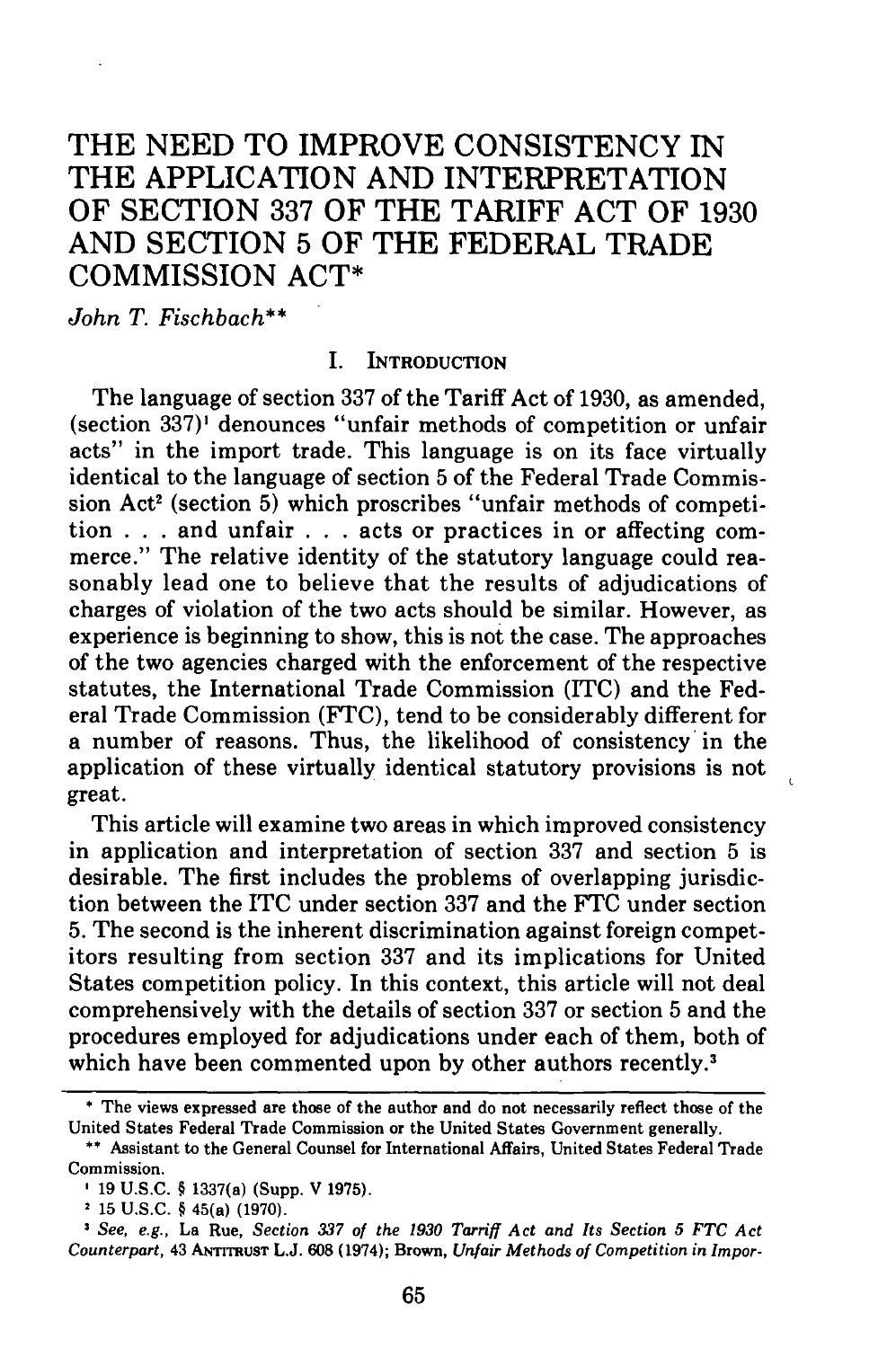# THE NEED TO IMPROVE CONSISTENCY IN THE APPLICATION AND INTERPRETATION OF SECTION 337 OF THE TARIFF ACT OF 1930 AND SECTION 5 OF THE FEDERAL TRADE COMMISSION ACT*

*John T. Fischbach***

## I. INTRODUCTION

The language of section 337 of the Tariff Act of 1930, as amended, (section 337)[1] denounces "unfair methods of competition or unfair acts" in the import trade. This language is on its face virtually identical to the language of section 5 of the Federal Trade Commission Act[2] (section 5) which proscribes "unfair methods of competition . . . and unfair . . . acts or practices in or affecting commerce." The relative identity of the statutory language could reasonably lead one to believe that the results of adjudications of charges of violation of the two acts should be similar. However, as experience is beginning to show, this is not the case. The approaches of the two agencies charged with the enforcement of the respective statutes, the International Trade Commission (ITC) and the Federal Trade Commission (FTC), tend to be considerably different for a number of reasons. Thus, the likelihood of consistency in the application of these virtually identical statutory provisions is not great.

This article will examine two areas in which improved consistency in application and interpretation of section 337 and section 5 is desirable. The first includes the problems of overlapping jurisdiction between the ITC under section 337 and the FTC under section 5. The second is the inherent discrimination against foreign competitors resulting from section 337 and its implications for United States competition policy. In this context, this article will not deal comprehensively with the details of section 337 or section 5 and the procedures employed for adjudications under each of them, both of which have been commented upon by other authors recently.[3]

---

\* The views expressed are those of the author and do not necessarily reflect those of the United States Federal Trade Commission or the United States Government generally.

\*\* Assistant to the General Counsel for International Affairs, United States Federal Trade Commission.

[1] 19 U.S.C. § 1337(a) (Supp. V 1975).

[2] 15 U.S.C. § 45(a) (1970).

[3] *See, e.g.*, La Rue, *Section 337 of the 1930 Tarriff Act and Its Section 5 FTC Act Counterpart*, 43 ANTITRUST L.J. 608 (1974); Brown, *Unfair Methods of Competition in Impor-*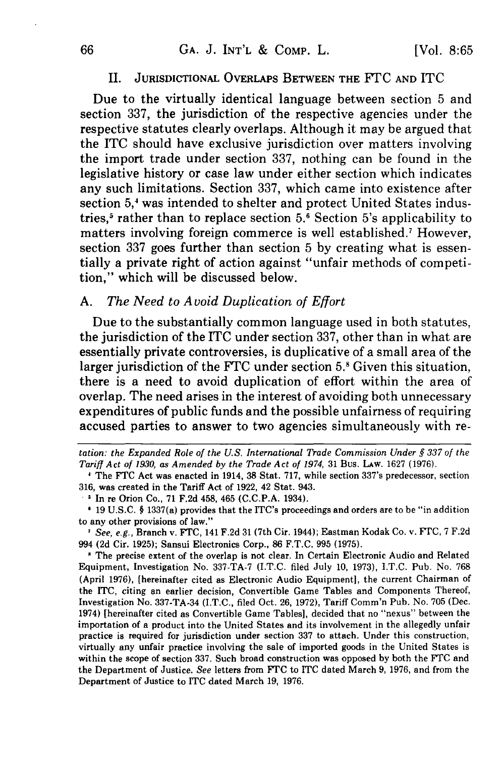## II. JURISDICTIONAL OVERLAPS BETWEEN THE FTC AND ITC

Due to the virtually identical language between section 5 and section 337, the jurisdiction of the respective agencies under the respective statutes clearly overlaps. Although it may be argued that the ITC should have exclusive jurisdiction over matters involving the import trade under section 337, nothing can be found in the legislative history or case law under either section which indicates any such limitations. Section 337, which came into existence after section 5,[4] was intended to shelter and protect United States industries,[5] rather than to replace section 5.[6] Section 5's applicability to matters involving foreign commerce is well established.[7] However, section 337 goes further than section 5 by creating what is essentially a private right of action against "unfair methods of competition," which will be discussed below.

### A. *The Need to Avoid Duplication of Effort*

Due to the substantially common language used in both statutes, the jurisdiction of the ITC under section 337, other than in what are essentially private controversies, is duplicative of a small area of the larger jurisdiction of the FTC under section 5.[8] Given this situation, there is a need to avoid duplication of effort within the area of overlap. The need arises in the interest of avoiding both unnecessary expenditures of public funds and the possible unfairness of requiring accused parties to answer to two agencies simultaneously with re-

---

*tation: the Expanded Role of the U.S. International Trade Commission Under § 337 of the Tariff Act of 1930, as Amended by the Trade Act of 1974*, 31 BUS. LAW. 1627 (1976).

[4] The FTC Act was enacted in 1914, 38 Stat. 717, while section 337's predecessor, section 316, was created in the Tariff Act of 1922, 42 Stat. 943.

[5] In re Orion Co., 71 F.2d 458, 465 (C.C.P.A. 1934).

[6] 19 U.S.C. § 1337(a) provides that the ITC's proceedings and orders are to be "in addition to any other provisions of law."

[7] *See, e.g.*, Branch v. FTC, 141 F.2d 31 (7th Cir. 1944); Eastman Kodak Co. v. FTC, 7 F.2d 994 (2d Cir. 1925); Sansui Electronics Corp., 86 F.T.C. 995 (1975).

[8] The precise extent of the overlap is not clear. In Certain Electronic Audio and Related Equipment, Investigation No. 337-TA-7 (I.T.C. filed July 10, 1973), I.T.C. Pub. No. 768 (April 1976), [hereinafter cited as Electronic Audio Equipment], the current Chairman of the ITC, citing an earlier decision, Convertible Game Tables and Components Thereof, Investigation No. 337-TA-34 (I.T.C., filed Oct. 26, 1972), Tariff Comm'n Pub. No. 705 (Dec. 1974) [hereinafter cited as Convertible Game Tables], decided that no "nexus" between the importation of a product into the United States and its involvement in the allegedly unfair practice is required for jurisdiction under section 337 to attach. Under this construction, virtually any unfair practice involving the sale of imported goods in the United States is within the scope of section 337. Such broad construction was opposed by both the FTC and the Department of Justice. *See* letters from FTC to ITC dated March 9, 1976, and from the Department of Justice to ITC dated March 19, 1976.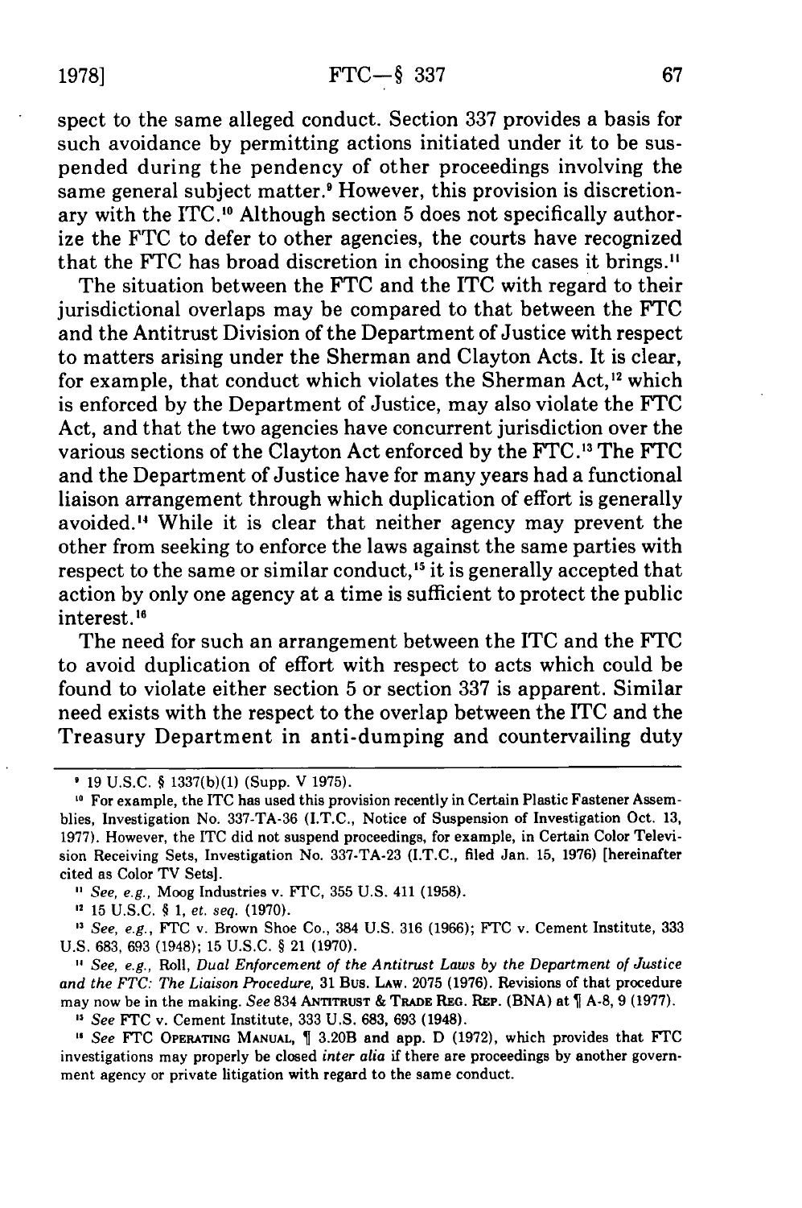spect to the same alleged conduct. Section 337 provides a basis for such avoidance by permitting actions initiated under it to be suspended during the pendency of other proceedings involving the same general subject matter.[9] However, this provision is discretionary with the ITC.[10] Although section 5 does not specifically authorize the FTC to defer to other agencies, the courts have recognized that the FTC has broad discretion in choosing the cases it brings.[11]

The situation between the FTC and the ITC with regard to their jurisdictional overlaps may be compared to that between the FTC and the Antitrust Division of the Department of Justice with respect to matters arising under the Sherman and Clayton Acts. It is clear, for example, that conduct which violates the Sherman Act,[12] which is enforced by the Department of Justice, may also violate the FTC Act, and that the two agencies have concurrent jurisdiction over the various sections of the Clayton Act enforced by the FTC.[13] The FTC and the Department of Justice have for many years had a functional liaison arrangement through which duplication of effort is generally avoided.[14] While it is clear that neither agency may prevent the other from seeking to enforce the laws against the same parties with respect to the same or similar conduct,[15] it is generally accepted that action by only one agency at a time is sufficient to protect the public interest.[16]

The need for such an arrangement between the ITC and the FTC to avoid duplication of effort with respect to acts which could be found to violate either section 5 or section 337 is apparent. Similar need exists with the respect to the overlap between the ITC and the Treasury Department in anti-dumping and countervailing duty

---

[9] 19 U.S.C. § 1337(b)(1) (Supp. V 1975).

[10] For example, the ITC has used this provision recently in Certain Plastic Fastener Assemblies, Investigation No. 337-TA-36 (I.T.C., Notice of Suspension of Investigation Oct. 13, 1977). However, the ITC did not suspend proceedings, for example, in Certain Color Television Receiving Sets, Investigation No. 337-TA-23 (I.T.C., filed Jan. 15, 1976) [hereinafter cited as Color TV Sets].

[11] *See, e.g.,* Moog Industries v. FTC, 355 U.S. 411 (1958).

[12] 15 U.S.C. § 1, *et. seq.* (1970).

[13] *See, e.g.,* FTC v. Brown Shoe Co., 384 U.S. 316 (1966); FTC v. Cement Institute, 333 U.S. 683, 693 (1948); 15 U.S.C. § 21 (1970).

[14] *See, e.g.,* Roll, *Dual Enforcement of the Antitrust Laws by the Department of Justice and the FTC: The Liaison Procedure,* 31 Bus. Law. 2075 (1976). Revisions of that procedure may now be in the making. *See* 834 Antitrust & Trade Reg. Rep. (BNA) at ¶ A-8, 9 (1977).

[15] *See* FTC v. Cement Institute, 333 U.S. 683, 693 (1948).

[16] *See* FTC Operating Manual, ¶ 3.20B and app. D (1972), which provides that FTC investigations may properly be closed *inter alia* if there are proceedings by another government agency or private litigation with regard to the same conduct.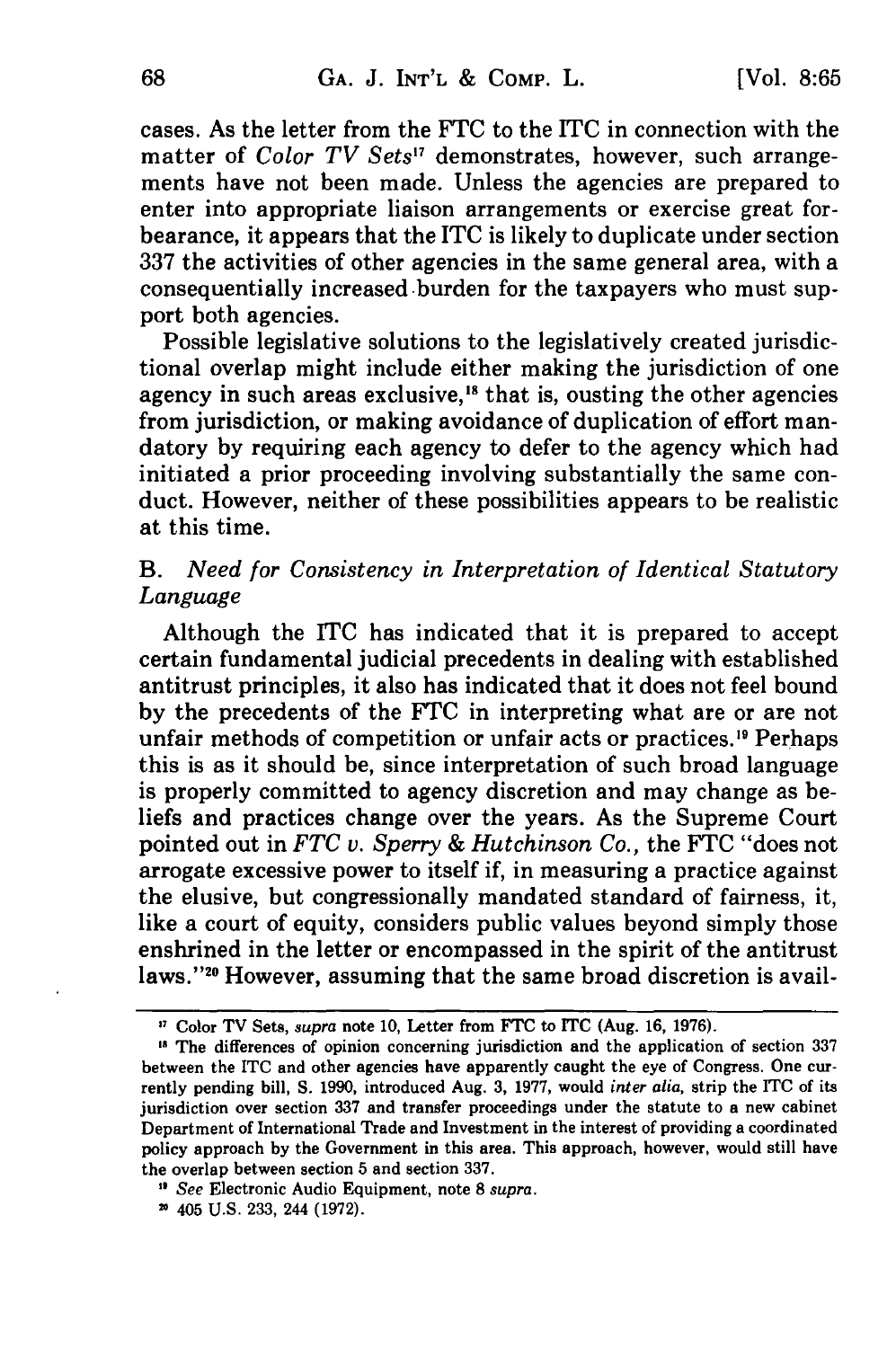cases. As the letter from the FTC to the ITC in connection with the matter of *Color TV Sets*[17] demonstrates, however, such arrangements have not been made. Unless the agencies are prepared to enter into appropriate liaison arrangements or exercise great forbearance, it appears that the ITC is likely to duplicate under section 337 the activities of other agencies in the same general area, with a consequentially increased burden for the taxpayers who must support both agencies.

Possible legislative solutions to the legislatively created jurisdictional overlap might include either making the jurisdiction of one agency in such areas exclusive,[18] that is, ousting the other agencies from jurisdiction, or making avoidance of duplication of effort mandatory by requiring each agency to defer to the agency which had initiated a prior proceeding involving substantially the same conduct. However, neither of these possibilities appears to be realistic at this time.

### B. *Need for Consistency in Interpretation of Identical Statutory Language*

Although the ITC has indicated that it is prepared to accept certain fundamental judicial precedents in dealing with established antitrust principles, it also has indicated that it does not feel bound by the precedents of the FTC in interpreting what are or are not unfair methods of competition or unfair acts or practices.[19] Perhaps this is as it should be, since interpretation of such broad language is properly committed to agency discretion and may change as beliefs and practices change over the years. As the Supreme Court pointed out in *FTC v. Sperry & Hutchinson Co.*, the FTC "does not arrogate excessive power to itself if, in measuring a practice against the elusive, but congressionally mandated standard of fairness, it, like a court of equity, considers public values beyond simply those enshrined in the letter or encompassed in the spirit of the antitrust laws."[20] However, assuming that the same broad discretion is avail-

---

[17] Color TV Sets, *supra* note 10, Letter from FTC to ITC (Aug. 16, 1976).

[18] The differences of opinion concerning jurisdiction and the application of section 337 between the ITC and other agencies have apparently caught the eye of Congress. One currently pending bill, S. 1990, introduced Aug. 3, 1977, would *inter alia*, strip the ITC of its jurisdiction over section 337 and transfer proceedings under the statute to a new cabinet Department of International Trade and Investment in the interest of providing a coordinated policy approach by the Government in this area. This approach, however, would still have the overlap between section 5 and section 337.

[19] *See* Electronic Audio Equipment, note 8 *supra*.

[20] 405 U.S. 233, 244 (1972).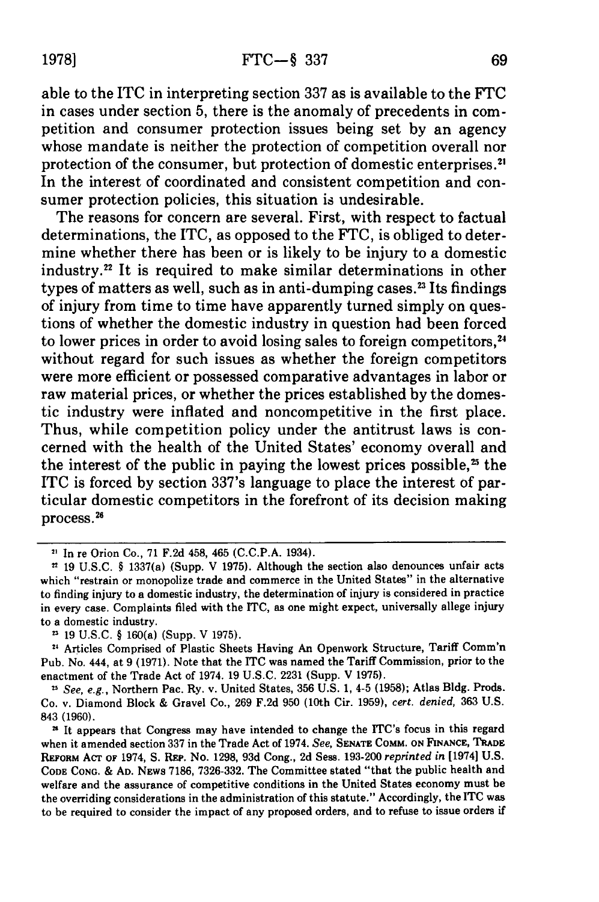able to the ITC in interpreting section 337 as is available to the FTC in cases under section 5, there is the anomaly of precedents in competition and consumer protection issues being set by an agency whose mandate is neither the protection of competition overall nor protection of the consumer, but protection of domestic enterprises.[21] In the interest of coordinated and consistent competition and consumer protection policies, this situation is undesirable.

The reasons for concern are several. First, with respect to factual determinations, the ITC, as opposed to the FTC, is obliged to determine whether there has been or is likely to be injury to a domestic industry.[22] It is required to make similar determinations in other types of matters as well, such as in anti-dumping cases.[23] Its findings of injury from time to time have apparently turned simply on questions of whether the domestic industry in question had been forced to lower prices in order to avoid losing sales to foreign competitors,[24] without regard for such issues as whether the foreign competitors were more efficient or possessed comparative advantages in labor or raw material prices, or whether the prices established by the domestic industry were inflated and noncompetitive in the first place. Thus, while competition policy under the antitrust laws is concerned with the health of the United States' economy overall and the interest of the public in paying the lowest prices possible,[25] the ITC is forced by section 337's language to place the interest of particular domestic competitors in the forefront of its decision making process.[26]

---

[21] In re Orion Co., 71 F.2d 458, 465 (C.C.P.A. 1934).

[22] 19 U.S.C. § 1337(a) (Supp. V 1975). Although the section also denounces unfair acts which "restrain or monopolize trade and commerce in the United States" in the alternative to finding injury to a domestic industry, the determination of injury is considered in practice in every case. Complaints filed with the ITC, as one might expect, universally allege injury to a domestic industry.

[23] 19 U.S.C. § 160(a) (Supp. V 1975).

[24] Articles Comprised of Plastic Sheets Having An Openwork Structure, Tariff Comm'n Pub. No. 444, at 9 (1971). Note that the ITC was named the Tariff Commission, prior to the enactment of the Trade Act of 1974. 19 U.S.C. 2231 (Supp. V 1975).

[25] *See, e.g.*, Northern Pac. Ry. v. United States, 356 U.S. 1, 4-5 (1958); Atlas Bldg. Prods. Co. v. Diamond Block & Gravel Co., 269 F.2d 950 (10th Cir. 1959), *cert. denied*, 363 U.S. 843 (1960).

[26] It appears that Congress may have intended to change the ITC's focus in this regard when it amended section 337 in the Trade Act of 1974. *See*, SENATE COMM. ON FINANCE, TRADE REFORM ACT OF 1974, S. REP. No. 1298, 93d Cong., 2d Sess. 193-200 *reprinted in* [1974] U.S. CODE CONG. & AD. NEWS 7186, 7326-332. The Committee stated "that the public health and welfare and the assurance of competitive conditions in the United States economy must be the overriding considerations in the administration of this statute." Accordingly, the ITC was to be required to consider the impact of any proposed orders, and to refuse to issue orders if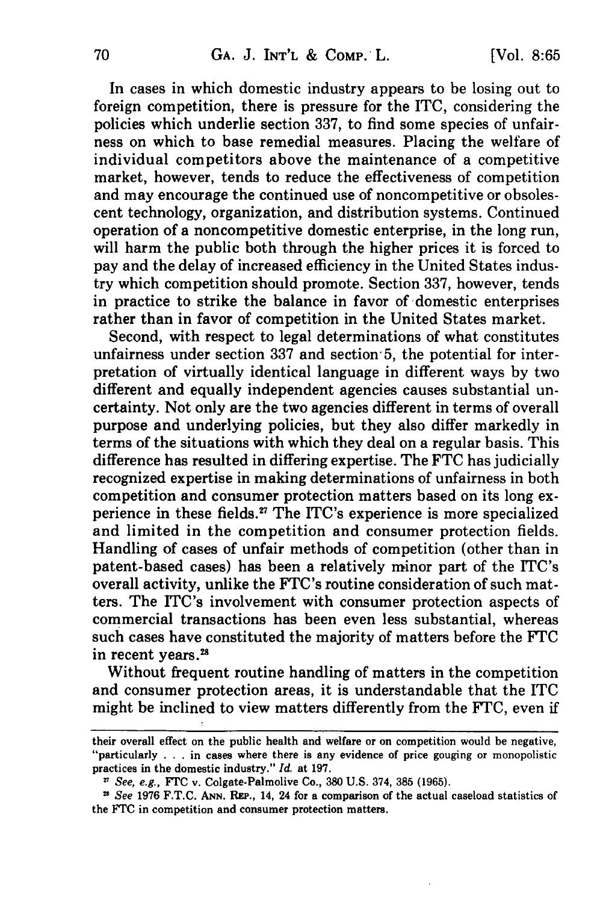In cases in which domestic industry appears to be losing out to foreign competition, there is pressure for the ITC, considering the policies which underlie section 337, to find some species of unfairness on which to base remedial measures. Placing the welfare of individual competitors above the maintenance of a competitive market, however, tends to reduce the effectiveness of competition and may encourage the continued use of noncompetitive or obsolescent technology, organization, and distribution systems. Continued operation of a noncompetitive domestic enterprise, in the long run, will harm the public both through the higher prices it is forced to pay and the delay of increased efficiency in the United States industry which competition should promote. Section 337, however, tends in practice to strike the balance in favor of domestic enterprises rather than in favor of competition in the United States market.

Second, with respect to legal determinations of what constitutes unfairness under section 337 and section 5, the potential for interpretation of virtually identical language in different ways by two different and equally independent agencies causes substantial uncertainty. Not only are the two agencies different in terms of overall purpose and underlying policies, but they also differ markedly in terms of the situations with which they deal on a regular basis. This difference has resulted in differing expertise. The FTC has judicially recognized expertise in making determinations of unfairness in both competition and consumer protection matters based on its long experience in these fields.[27] The ITC's experience is more specialized and limited in the competition and consumer protection fields. Handling of cases of unfair methods of competition (other than in patent-based cases) has been a relatively minor part of the ITC's overall activity, unlike the FTC's routine consideration of such matters. The ITC's involvement with consumer protection aspects of commercial transactions has been even less substantial, whereas such cases have constituted the majority of matters before the FTC in recent years.[28]

Without frequent routine handling of matters in the competition and consumer protection areas, it is understandable that the ITC might be inclined to view matters differently from the FTC, even if

---

their overall effect on the public health and welfare or on competition would be negative, "particularly . . . in cases where there is any evidence of price gouging or monopolistic practices in the domestic industry." *Id.* at 197.

[27] *See, e.g.,* FTC v. Colgate-Palmolive Co., 380 U.S. 374, 385 (1965).

[28] *See* 1976 F.T.C. Ann. Rep., 14, 24 for a comparison of the actual caseload statistics of the FTC in competition and consumer protection matters.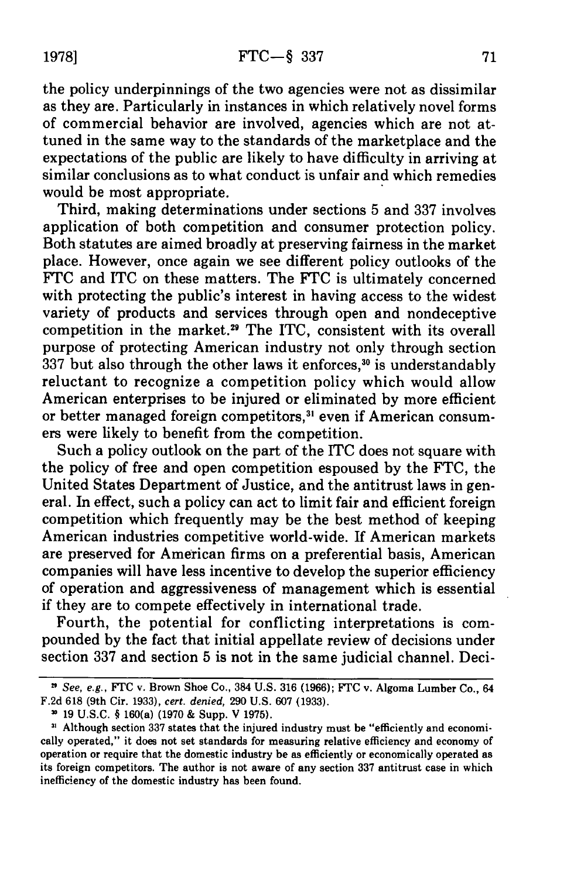the policy underpinnings of the two agencies were not as dissimilar as they are. Particularly in instances in which relatively novel forms of commercial behavior are involved, agencies which are not attuned in the same way to the standards of the marketplace and the expectations of the public are likely to have difficulty in arriving at similar conclusions as to what conduct is unfair and which remedies would be most appropriate.

Third, making determinations under sections 5 and 337 involves application of both competition and consumer protection policy. Both statutes are aimed broadly at preserving fairness in the market place. However, once again we see different policy outlooks of the FTC and ITC on these matters. The FTC is ultimately concerned with protecting the public's interest in having access to the widest variety of products and services through open and nondeceptive competition in the market.[29] The ITC, consistent with its overall purpose of protecting American industry not only through section 337 but also through the other laws it enforces,[30] is understandably reluctant to recognize a competition policy which would allow American enterprises to be injured or eliminated by more efficient or better managed foreign competitors,[31] even if American consumers were likely to benefit from the competition.

Such a policy outlook on the part of the ITC does not square with the policy of free and open competition espoused by the FTC, the United States Department of Justice, and the antitrust laws in general. In effect, such a policy can act to limit fair and efficient foreign competition which frequently may be the best method of keeping American industries competitive world-wide. If American markets are preserved for American firms on a preferential basis, American companies will have less incentive to develop the superior efficiency of operation and aggressiveness of management which is essential if they are to compete effectively in international trade.

Fourth, the potential for conflicting interpretations is compounded by the fact that initial appellate review of decisions under section 337 and section 5 is not in the same judicial channel. Deci-

---

[29] *See, e.g.*, FTC v. Brown Shoe Co., 384 U.S. 316 (1966); FTC v. Algoma Lumber Co., 64 F.2d 618 (9th Cir. 1933), *cert. denied*, 290 U.S. 607 (1933).

[30] 19 U.S.C. § 160(a) (1970 & Supp. V 1975).

[31] Although section 337 states that the injured industry must be "efficiently and economically operated," it does not set standards for measuring relative efficiency and economy of operation or require that the domestic industry be as efficiently or economically operated as its foreign competitors. The author is not aware of any section 337 antitrust case in which inefficiency of the domestic industry has been found.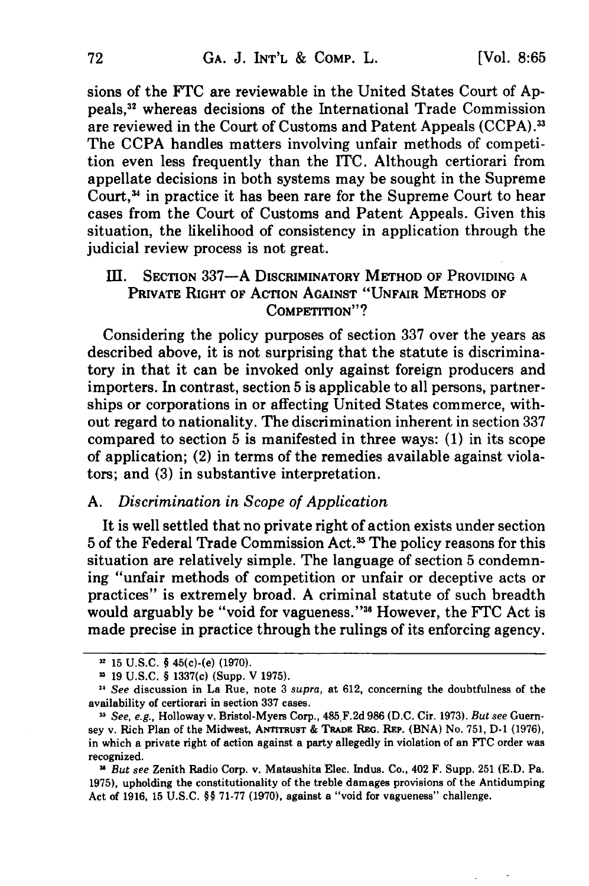sions of the FTC are reviewable in the United States Court of Appeals,[32] whereas decisions of the International Trade Commission are reviewed in the Court of Customs and Patent Appeals (CCPA).[33] The CCPA handles matters involving unfair methods of competition even less frequently than the ITC. Although certiorari from appellate decisions in both systems may be sought in the Supreme Court,[34] in practice it has been rare for the Supreme Court to hear cases from the Court of Customs and Patent Appeals. Given this situation, the likelihood of consistency in application through the judicial review process is not great.

## III. Section 337—A Discriminatory Method of Providing a Private Right of Action Against "Unfair Methods of Competition"?

Considering the policy purposes of section 337 over the years as described above, it is not surprising that the statute is discriminatory in that it can be invoked only against foreign producers and importers. In contrast, section 5 is applicable to all persons, partnerships or corporations in or affecting United States commerce, without regard to nationality. The discrimination inherent in section 337 compared to section 5 is manifested in three ways: (1) in its scope of application; (2) in terms of the remedies available against violators; and (3) in substantive interpretation.

### A. *Discrimination in Scope of Application*

It is well settled that no private right of action exists under section 5 of the Federal Trade Commission Act.[35] The policy reasons for this situation are relatively simple. The language of section 5 condemning "unfair methods of competition or unfair or deceptive acts or practices" is extremely broad. A criminal statute of such breadth would arguably be "void for vagueness."[36] However, the FTC Act is made precise in practice through the rulings of its enforcing agency.

---

[32] 15 U.S.C. § 45(c)-(e) (1970).

[33] 19 U.S.C. § 1337(c) (Supp. V 1975).

[34] *See* discussion in La Rue, note 3 *supra*, at 612, concerning the doubtfulness of the availability of certiorari in section 337 cases.

[35] *See, e.g.*, Holloway v. Bristol-Myers Corp., 485 F.2d 986 (D.C. Cir. 1973). *But see* Guernsey v. Rich Plan of the Midwest, Antitrust & Trade Reg. Rep. (BNA) No. 751, D-1 (1976), in which a private right of action against a party allegedly in violation of an FTC order was recognized.

[36] *But see* Zenith Radio Corp. v. Matsushita Elec. Indus. Co., 402 F. Supp. 251 (E.D. Pa. 1975), upholding the constitutionality of the treble damages provisions of the Antidumping Act of 1916, 15 U.S.C. §§ 71-77 (1970), against a "void for vagueness" challenge.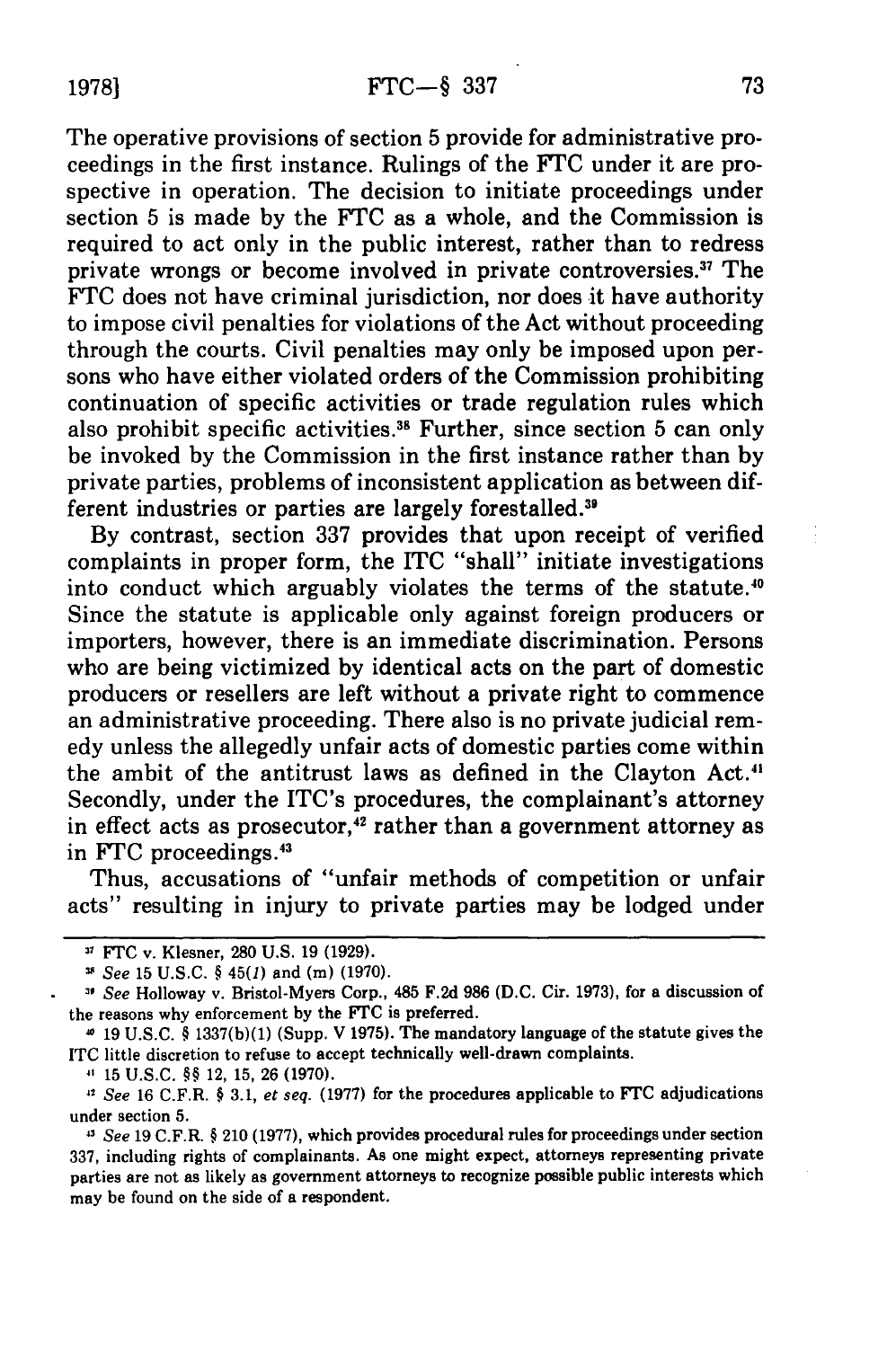The operative provisions of section 5 provide for administrative proceedings in the first instance. Rulings of the FTC under it are prospective in operation. The decision to initiate proceedings under section 5 is made by the FTC as a whole, and the Commission is required to act only in the public interest, rather than to redress private wrongs or become involved in private controversies.[37] The FTC does not have criminal jurisdiction, nor does it have authority to impose civil penalties for violations of the Act without proceeding through the courts. Civil penalties may only be imposed upon persons who have either violated orders of the Commission prohibiting continuation of specific activities or trade regulation rules which also prohibit specific activities.[38] Further, since section 5 can only be invoked by the Commission in the first instance rather than by private parties, problems of inconsistent application as between different industries or parties are largely forestalled.[39]

By contrast, section 337 provides that upon receipt of verified complaints in proper form, the ITC "shall" initiate investigations into conduct which arguably violates the terms of the statute.[40] Since the statute is applicable only against foreign producers or importers, however, there is an immediate discrimination. Persons who are being victimized by identical acts on the part of domestic producers or resellers are left without a private right to commence an administrative proceeding. There also is no private judicial remedy unless the allegedly unfair acts of domestic parties come within the ambit of the antitrust laws as defined in the Clayton Act.[41] Secondly, under the ITC's procedures, the complainant's attorney in effect acts as prosecutor,[42] rather than a government attorney as in FTC proceedings.[43]

Thus, accusations of "unfair methods of competition or unfair acts" resulting in injury to private parties may be lodged under

---

[37] FTC v. Klesner, 280 U.S. 19 (1929).

[38] *See* 15 U.S.C. § 45(*l*) and (m) (1970).

[39] *See* Holloway v. Bristol-Myers Corp., 485 F.2d 986 (D.C. Cir. 1973), for a discussion of the reasons why enforcement by the FTC is preferred.

[40] 19 U.S.C. § 1337(b)(1) (Supp. V 1975). The mandatory language of the statute gives the ITC little discretion to refuse to accept technically well-drawn complaints.

[41] 15 U.S.C. §§ 12, 15, 26 (1970).

[42] *See* 16 C.F.R. § 3.1, *et seq.* (1977) for the procedures applicable to FTC adjudications under section 5.

[43] *See* 19 C.F.R. § 210 (1977), which provides procedural rules for proceedings under section 337, including rights of complainants. As one might expect, attorneys representing private parties are not as likely as government attorneys to recognize possible public interests which may be found on the side of a respondent.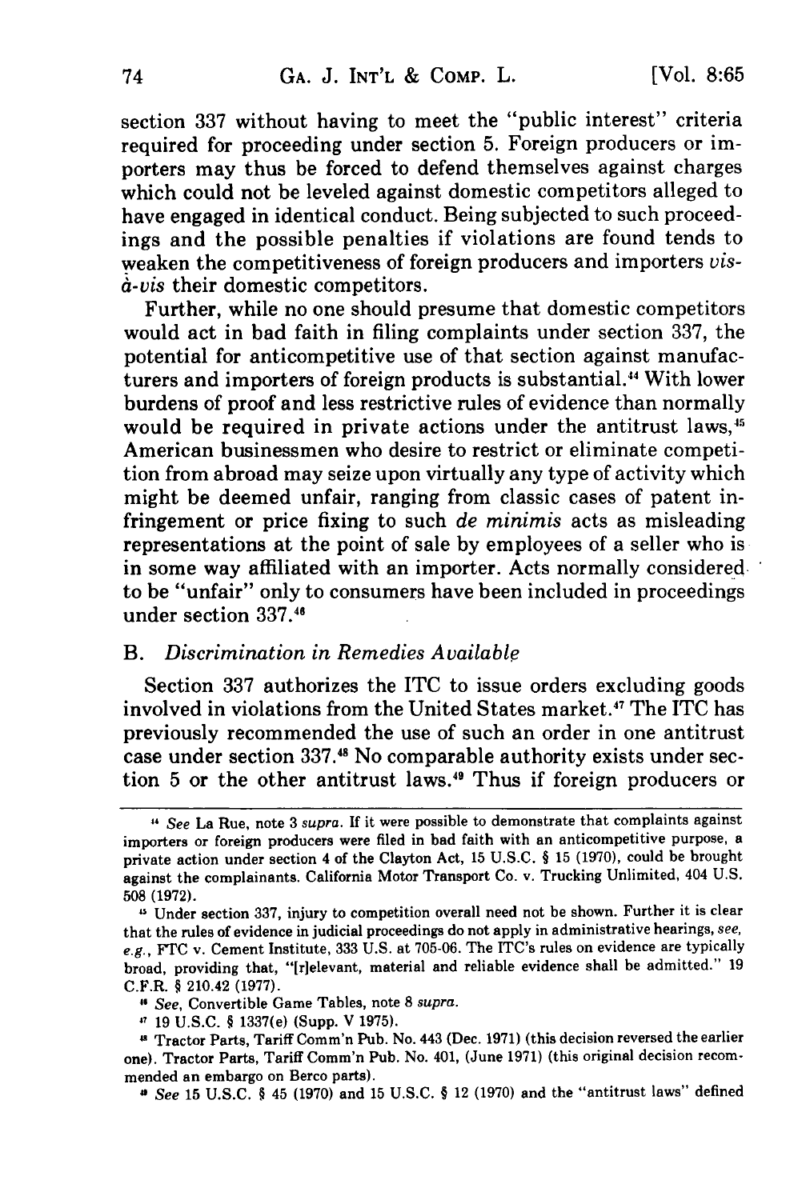section 337 without having to meet the "public interest" criteria required for proceeding under section 5. Foreign producers or importers may thus be forced to defend themselves against charges which could not be leveled against domestic competitors alleged to have engaged in identical conduct. Being subjected to such proceedings and the possible penalties if violations are found tends to weaken the competitiveness of foreign producers and importers *vis-à-vis* their domestic competitors.

Further, while no one should presume that domestic competitors would act in bad faith in filing complaints under section 337, the potential for anticompetitive use of that section against manufacturers and importers of foreign products is substantial.[44] With lower burdens of proof and less restrictive rules of evidence than normally would be required in private actions under the antitrust laws,[45] American businessmen who desire to restrict or eliminate competition from abroad may seize upon virtually any type of activity which might be deemed unfair, ranging from classic cases of patent infringement or price fixing to such *de minimis* acts as misleading representations at the point of sale by employees of a seller who is in some way affiliated with an importer. Acts normally considered to be "unfair" only to consumers have been included in proceedings under section 337.[46]

### B. *Discrimination in Remedies Available*

Section 337 authorizes the ITC to issue orders excluding goods involved in violations from the United States market.[47] The ITC has previously recommended the use of such an order in one antitrust case under section 337.[48] No comparable authority exists under section 5 or the other antitrust laws.[49] Thus if foreign producers or

---

[44] *See* La Rue, note 3 *supra*. If it were possible to demonstrate that complaints against importers or foreign producers were filed in bad faith with an anticompetitive purpose, a private action under section 4 of the Clayton Act, 15 U.S.C. § 15 (1970), could be brought against the complainants. California Motor Transport Co. v. Trucking Unlimited, 404 U.S. 508 (1972).

[45] Under section 337, injury to competition overall need not be shown. Further it is clear that the rules of evidence in judicial proceedings do not apply in administrative hearings, *see, e.g.*, FTC v. Cement Institute, 333 U.S. at 705-06. The ITC's rules on evidence are typically broad, providing that, "[r]elevant, material and reliable evidence shall be admitted." 19 C.F.R. § 210.42 (1977).

[46] *See*, Convertible Game Tables, note 8 *supra*.

[47] 19 U.S.C. § 1337(e) (Supp. V 1975).

[48] Tractor Parts, Tariff Comm'n Pub. No. 443 (Dec. 1971) (this decision reversed the earlier one). Tractor Parts, Tariff Comm'n Pub. No. 401, (June 1971) (this original decision recommended an embargo on Berco parts).

[49] *See* 15 U.S.C. § 45 (1970) and 15 U.S.C. § 12 (1970) and the "antitrust laws" defined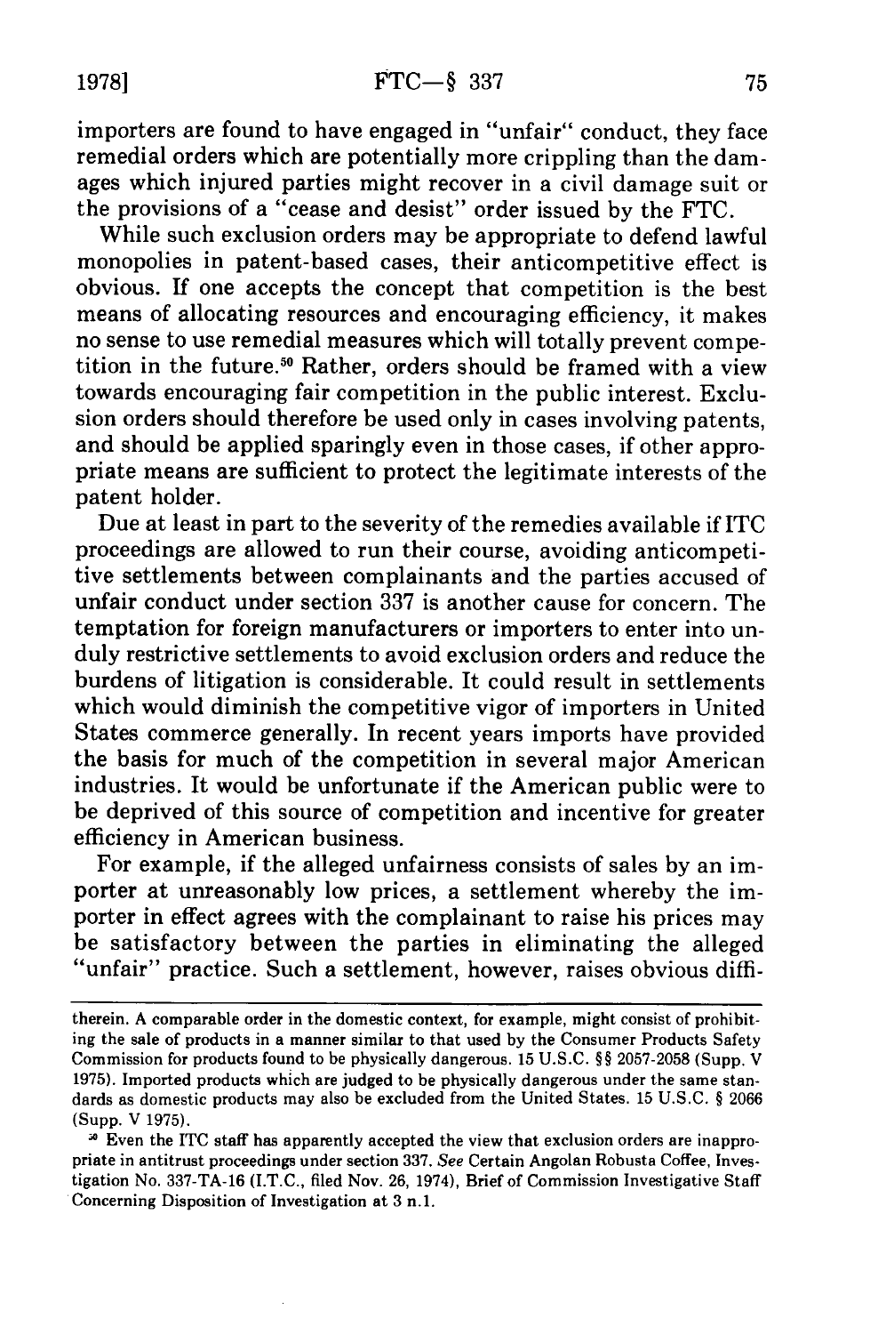importers are found to have engaged in "unfair" conduct, they face remedial orders which are potentially more crippling than the damages which injured parties might recover in a civil damage suit or the provisions of a "cease and desist" order issued by the FTC.

While such exclusion orders may be appropriate to defend lawful monopolies in patent-based cases, their anticompetitive effect is obvious. If one accepts the concept that competition is the best means of allocating resources and encouraging efficiency, it makes no sense to use remedial measures which will totally prevent competition in the future.[50] Rather, orders should be framed with a view towards encouraging fair competition in the public interest. Exclusion orders should therefore be used only in cases involving patents, and should be applied sparingly even in those cases, if other appropriate means are sufficient to protect the legitimate interests of the patent holder.

Due at least in part to the severity of the remedies available if ITC proceedings are allowed to run their course, avoiding anticompetitive settlements between complainants and the parties accused of unfair conduct under section 337 is another cause for concern. The temptation for foreign manufacturers or importers to enter into unduly restrictive settlements to avoid exclusion orders and reduce the burdens of litigation is considerable. It could result in settlements which would diminish the competitive vigor of importers in United States commerce generally. In recent years imports have provided the basis for much of the competition in several major American industries. It would be unfortunate if the American public were to be deprived of this source of competition and incentive for greater efficiency in American business.

For example, if the alleged unfairness consists of sales by an importer at unreasonably low prices, a settlement whereby the importer in effect agrees with the complainant to raise his prices may be satisfactory between the parties in eliminating the alleged "unfair" practice. Such a settlement, however, raises obvious diffi-

---

therein. A comparable order in the domestic context, for example, might consist of prohibiting the sale of products in a manner similar to that used by the Consumer Products Safety Commission for products found to be physically dangerous. 15 U.S.C. §§ 2057-2058 (Supp. V 1975). Imported products which are judged to be physically dangerous under the same standards as domestic products may also be excluded from the United States. 15 U.S.C. § 2066 (Supp. V 1975).

[50] Even the ITC staff has apparently accepted the view that exclusion orders are inappropriate in antitrust proceedings under section 337. *See* Certain Angolan Robusta Coffee, Investigation No. 337-TA-16 (I.T.C., filed Nov. 26, 1974), Brief of Commission Investigative Staff Concerning Disposition of Investigation at 3 n.1.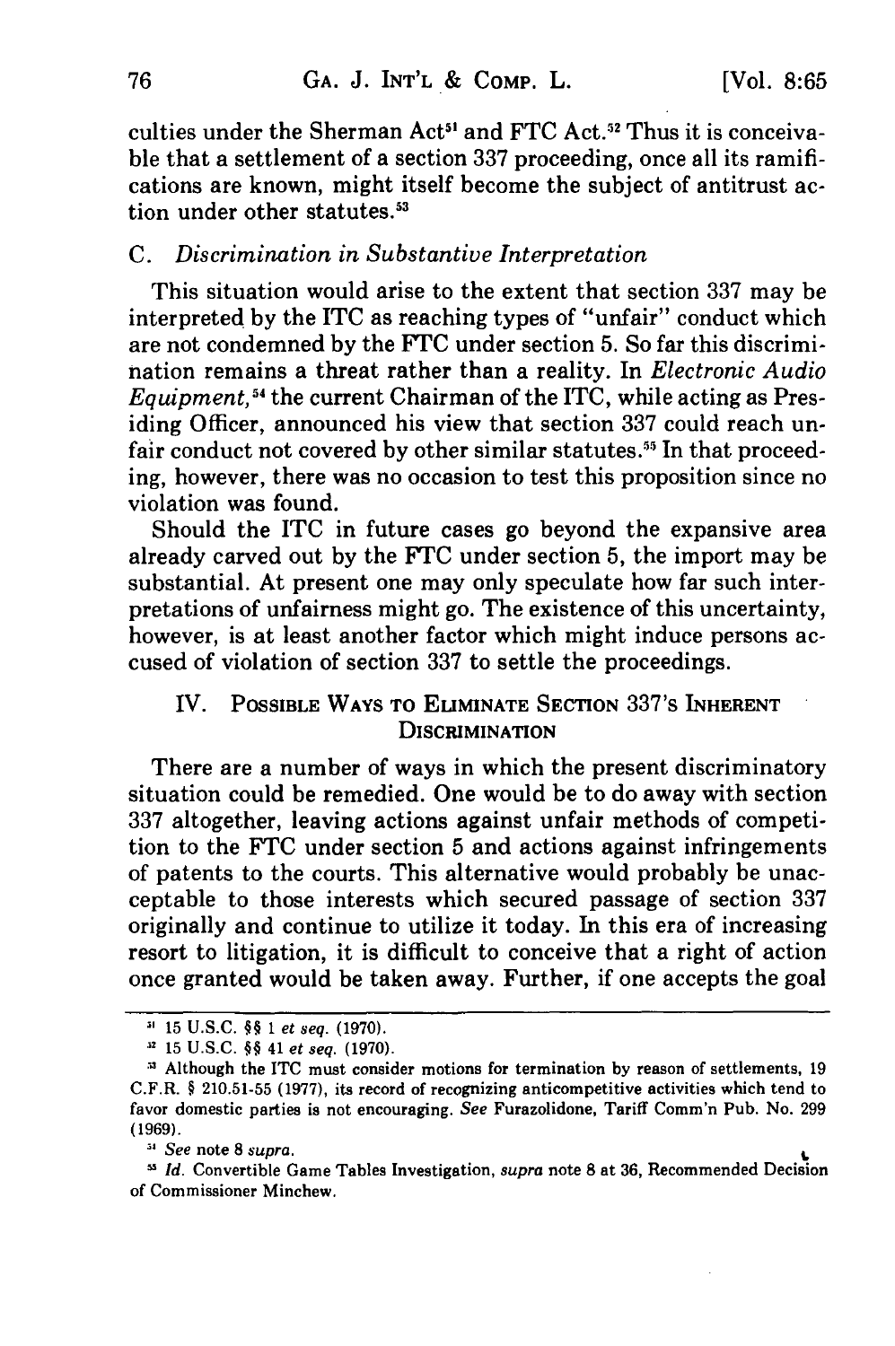culties under the Sherman Act[51] and FTC Act.[52] Thus it is conceivable that a settlement of a section 337 proceeding, once all its ramifications are known, might itself become the subject of antitrust action under other statutes.[53]

### C. *Discrimination in Substantive Interpretation*

This situation would arise to the extent that section 337 may be interpreted by the ITC as reaching types of "unfair" conduct which are not condemned by the FTC under section 5. So far this discrimination remains a threat rather than a reality. In *Electronic Audio Equipment,*[54] the current Chairman of the ITC, while acting as Presiding Officer, announced his view that section 337 could reach unfair conduct not covered by other similar statutes.[55] In that proceeding, however, there was no occasion to test this proposition since no violation was found.

Should the ITC in future cases go beyond the expansive area already carved out by the FTC under section 5, the import may be substantial. At present one may only speculate how far such interpretations of unfairness might go. The existence of this uncertainty, however, is at least another factor which might induce persons accused of violation of section 337 to settle the proceedings.

## IV. Possible Ways to Eliminate Section 337's Inherent Discrimination

There are a number of ways in which the present discriminatory situation could be remedied. One would be to do away with section 337 altogether, leaving actions against unfair methods of competition to the FTC under section 5 and actions against infringements of patents to the courts. This alternative would probably be unacceptable to those interests which secured passage of section 337 originally and continue to utilize it today. In this era of increasing resort to litigation, it is difficult to conceive that a right of action once granted would be taken away. Further, if one accepts the goal

---

[51] 15 U.S.C. §§ 1 *et seq.* (1970).

[52] 15 U.S.C. §§ 41 *et seq.* (1970).

[53] Although the ITC must consider motions for termination by reason of settlements, 19 C.F.R. § 210.51-55 (1977), its record of recognizing anticompetitive activities which tend to favor domestic parties is not encouraging. *See* Furazolidone, Tariff Comm'n Pub. No. 299 (1969).

[54] *See* note 8 *supra.*

[55] *Id.* Convertible Game Tables Investigation, *supra* note 8 at 36, Recommended Decision of Commissioner Minchew.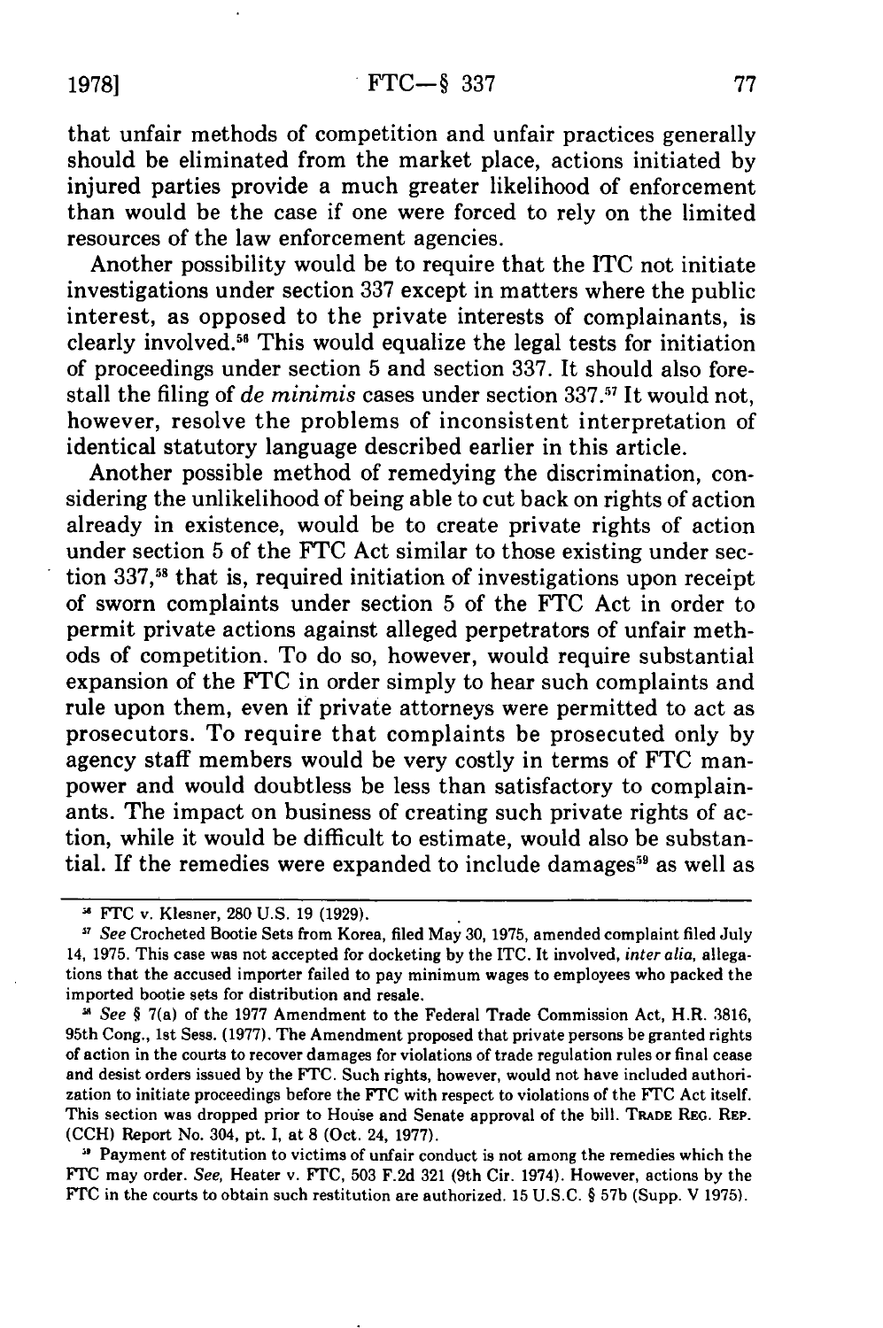that unfair methods of competition and unfair practices generally should be eliminated from the market place, actions initiated by injured parties provide a much greater likelihood of enforcement than would be the case if one were forced to rely on the limited resources of the law enforcement agencies.

Another possibility would be to require that the ITC not initiate investigations under section 337 except in matters where the public interest, as opposed to the private interests of complainants, is clearly involved.[56] This would equalize the legal tests for initiation of proceedings under section 5 and section 337. It should also forestall the filing of *de minimis* cases under section 337.[57] It would not, however, resolve the problems of inconsistent interpretation of identical statutory language described earlier in this article.

Another possible method of remedying the discrimination, considering the unlikelihood of being able to cut back on rights of action already in existence, would be to create private rights of action under section 5 of the FTC Act similar to those existing under section 337,[58] that is, required initiation of investigations upon receipt of sworn complaints under section 5 of the FTC Act in order to permit private actions against alleged perpetrators of unfair methods of competition. To do so, however, would require substantial expansion of the FTC in order simply to hear such complaints and rule upon them, even if private attorneys were permitted to act as prosecutors. To require that complaints be prosecuted only by agency staff members would be very costly in terms of FTC manpower and would doubtless be less than satisfactory to complainants. The impact on business of creating such private rights of action, while it would be difficult to estimate, would also be substantial. If the remedies were expanded to include damages[59] as well as

---

[56] FTC v. Klesner, 280 U.S. 19 (1929).

[57] *See* Crocheted Bootie Sets from Korea, filed May 30, 1975, amended complaint filed July 14, 1975. This case was not accepted for docketing by the ITC. It involved, *inter alia*, allegations that the accused importer failed to pay minimum wages to employees who packed the imported bootie sets for distribution and resale.

[58] *See* § 7(a) of the 1977 Amendment to the Federal Trade Commission Act, H.R. 3816, 95th Cong., 1st Sess. (1977). The Amendment proposed that private persons be granted rights of action in the courts to recover damages for violations of trade regulation rules or final cease and desist orders issued by the FTC. Such rights, however, would not have included authorization to initiate proceedings before the FTC with respect to violations of the FTC Act itself. This section was dropped prior to House and Senate approval of the bill. TRADE REG. REP. (CCH) Report No. 304, pt. I, at 8 (Oct. 24, 1977).

[59] Payment of restitution to victims of unfair conduct is not among the remedies which the FTC may order. *See*, Heater v. FTC, 503 F.2d 321 (9th Cir. 1974). However, actions by the FTC in the courts to obtain such restitution are authorized. 15 U.S.C. § 57b (Supp. V 1975).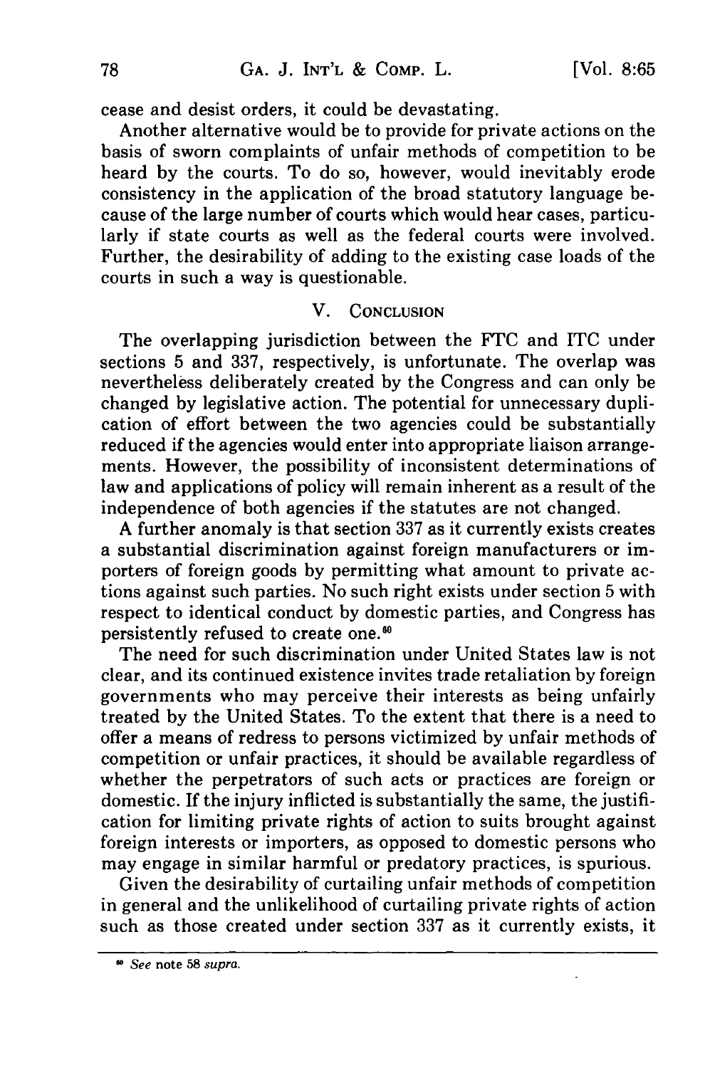cease and desist orders, it could be devastating.

Another alternative would be to provide for private actions on the basis of sworn complaints of unfair methods of competition to be heard by the courts. To do so, however, would inevitably erode consistency in the application of the broad statutory language because of the large number of courts which would hear cases, particularly if state courts as well as the federal courts were involved. Further, the desirability of adding to the existing case loads of the courts in such a way is questionable.

## V. Conclusion

The overlapping jurisdiction between the FTC and ITC under sections 5 and 337, respectively, is unfortunate. The overlap was nevertheless deliberately created by the Congress and can only be changed by legislative action. The potential for unnecessary duplication of effort between the two agencies could be substantially reduced if the agencies would enter into appropriate liaison arrangements. However, the possibility of inconsistent determinations of law and applications of policy will remain inherent as a result of the independence of both agencies if the statutes are not changed.

A further anomaly is that section 337 as it currently exists creates a substantial discrimination against foreign manufacturers or importers of foreign goods by permitting what amount to private actions against such parties. No such right exists under section 5 with respect to identical conduct by domestic parties, and Congress has persistently refused to create one.[60]

The need for such discrimination under United States law is not clear, and its continued existence invites trade retaliation by foreign governments who may perceive their interests as being unfairly treated by the United States. To the extent that there is a need to offer a means of redress to persons victimized by unfair methods of competition or unfair practices, it should be available regardless of whether the perpetrators of such acts or practices are foreign or domestic. If the injury inflicted is substantially the same, the justification for limiting private rights of action to suits brought against foreign interests or importers, as opposed to domestic persons who may engage in similar harmful or predatory practices, is spurious.

Given the desirability of curtailing unfair methods of competition in general and the unlikelihood of curtailing private rights of action such as those created under section 337 as it currently exists, it

---

[60] *See* note 58 *supra*.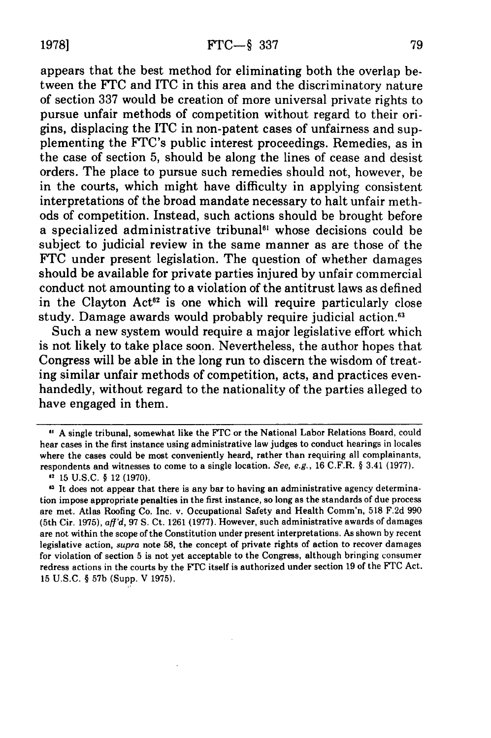appears that the best method for eliminating both the overlap between the FTC and ITC in this area and the discriminatory nature of section 337 would be creation of more universal private rights to pursue unfair methods of competition without regard to their origins, displacing the ITC in non-patent cases of unfairness and supplementing the FTC's public interest proceedings. Remedies, as in the case of section 5, should be along the lines of cease and desist orders. The place to pursue such remedies should not, however, be in the courts, which might have difficulty in applying consistent interpretations of the broad mandate necessary to halt unfair methods of competition. Instead, such actions should be brought before a specialized administrative tribunal[61] whose decisions could be subject to judicial review in the same manner as are those of the FTC under present legislation. The question of whether damages should be available for private parties injured by unfair commercial conduct not amounting to a violation of the antitrust laws as defined in the Clayton Act[62] is one which will require particularly close study. Damage awards would probably require judicial action.[63]

Such a new system would require a major legislative effort which is not likely to take place soon. Nevertheless, the author hopes that Congress will be able in the long run to discern the wisdom of treating similar unfair methods of competition, acts, and practices even-handedly, without regard to the nationality of the parties alleged to have engaged in them.

---

[61] A single tribunal, somewhat like the FTC or the National Labor Relations Board, could hear cases in the first instance using administrative law judges to conduct hearings in locales where the cases could be most conveniently heard, rather than requiring all complainants, respondents and witnesses to come to a single location. *See, e.g.*, 16 C.F.R. § 3.41 (1977).

[62] 15 U.S.C. § 12 (1970).

[63] It does not appear that there is any bar to having an administrative agency determination impose appropriate penalties in the first instance, so long as the standards of due process are met. Atlas Roofing Co. Inc. v. Occupational Safety and Health Comm'n, 518 F.2d 990 (5th Cir. 1975), *aff'd*, 97 S. Ct. 1261 (1977). However, such administrative awards of damages are not within the scope of the Constitution under present interpretations. As shown by recent legislative action, *supra* note 58, the concept of private rights of action to recover damages for violation of section 5 is not yet acceptable to the Congress, although bringing consumer redress actions in the courts by the FTC itself is authorized under section 19 of the FTC Act. 15 U.S.C. § 57b (Supp. V 1975).